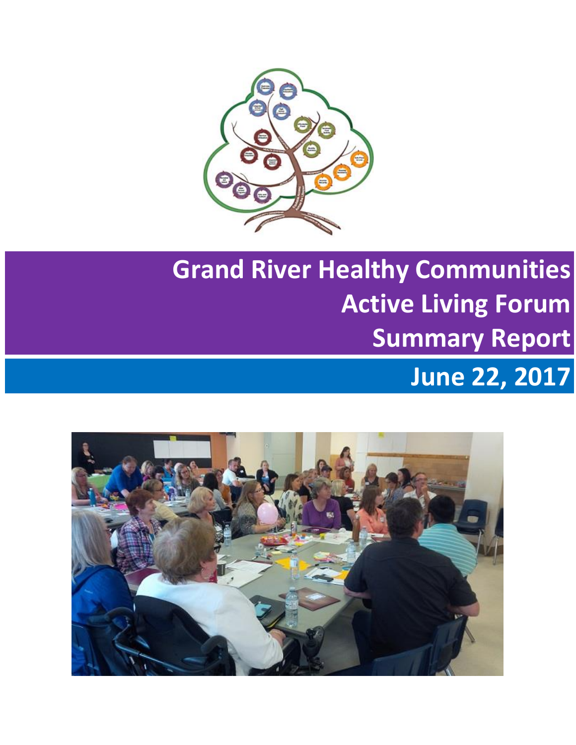# Grand River Healthy Communities
# Active Living Forum
# Summary Report

## June 22, 2017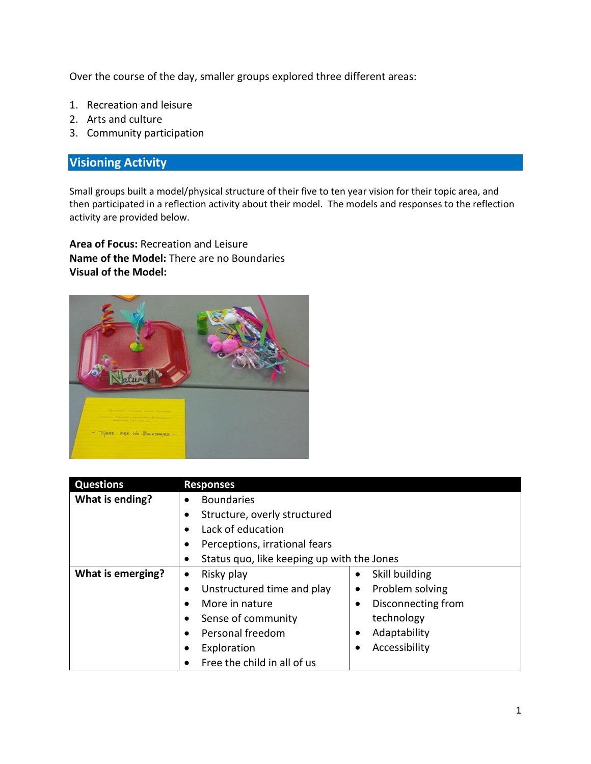Over the course of the day, smaller groups explored three different areas:

1. Recreation and leisure
2. Arts and culture
3. Community participation

## Visioning Activity

Small groups built a model/physical structure of their five to ten year vision for their topic area, and then participated in a reflection activity about their model. The models and responses to the reflection activity are provided below.

**Area of Focus:** Recreation and Leisure
**Name of the Model:** There are no Boundaries
**Visual of the Model:**

| Questions | Responses | |
|---|---|---|
| **What is ending?** | • Boundaries<br>• Structure, overly structured<br>• Lack of education<br>• Perceptions, irrational fears<br>• Status quo, like keeping up with the Jones | |
| **What is emerging?** | • Risky play<br>• Unstructured time and play<br>• More in nature<br>• Sense of community<br>• Personal freedom<br>• Exploration<br>• Free the child in all of us | • Skill building<br>• Problem solving<br>• Disconnecting from technology<br>• Adaptability<br>• Accessibility |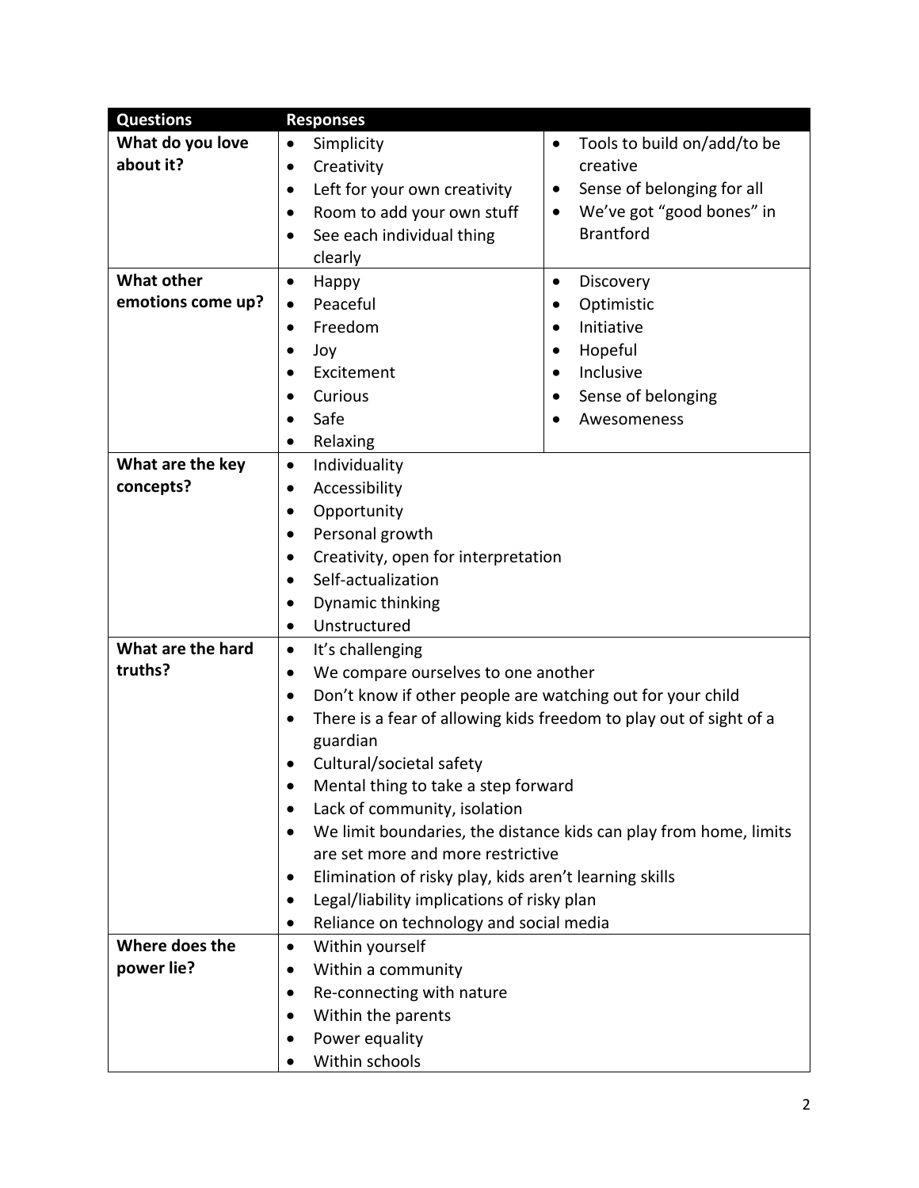| Questions | Responses |
|---|---|
| **What do you love about it?** | • Simplicity<br>• Creativity<br>• Left for your own creativity<br>• Room to add your own stuff<br>• See each individual thing clearly<br>• Tools to build on/add/to be creative<br>• Sense of belonging for all<br>• We've got "good bones" in Brantford |
| **What other emotions come up?** | • Happy<br>• Peaceful<br>• Freedom<br>• Joy<br>• Excitement<br>• Curious<br>• Safe<br>• Relaxing<br>• Discovery<br>• Optimistic<br>• Initiative<br>• Hopeful<br>• Inclusive<br>• Sense of belonging<br>• Awesomeness |
| **What are the key concepts?** | • Individuality<br>• Accessibility<br>• Opportunity<br>• Personal growth<br>• Creativity, open for interpretation<br>• Self-actualization<br>• Dynamic thinking<br>• Unstructured |
| **What are the hard truths?** | • It's challenging<br>• We compare ourselves to one another<br>• Don't know if other people are watching out for your child<br>• There is a fear of allowing kids freedom to play out of sight of a guardian<br>• Cultural/societal safety<br>• Mental thing to take a step forward<br>• Lack of community, isolation<br>• We limit boundaries, the distance kids can play from home, limits are set more and more restrictive<br>• Elimination of risky play, kids aren't learning skills<br>• Legal/liability implications of risky plan<br>• Reliance on technology and social media |
| **Where does the power lie?** | • Within yourself<br>• Within a community<br>• Re-connecting with nature<br>• Within the parents<br>• Power equality<br>• Within schools |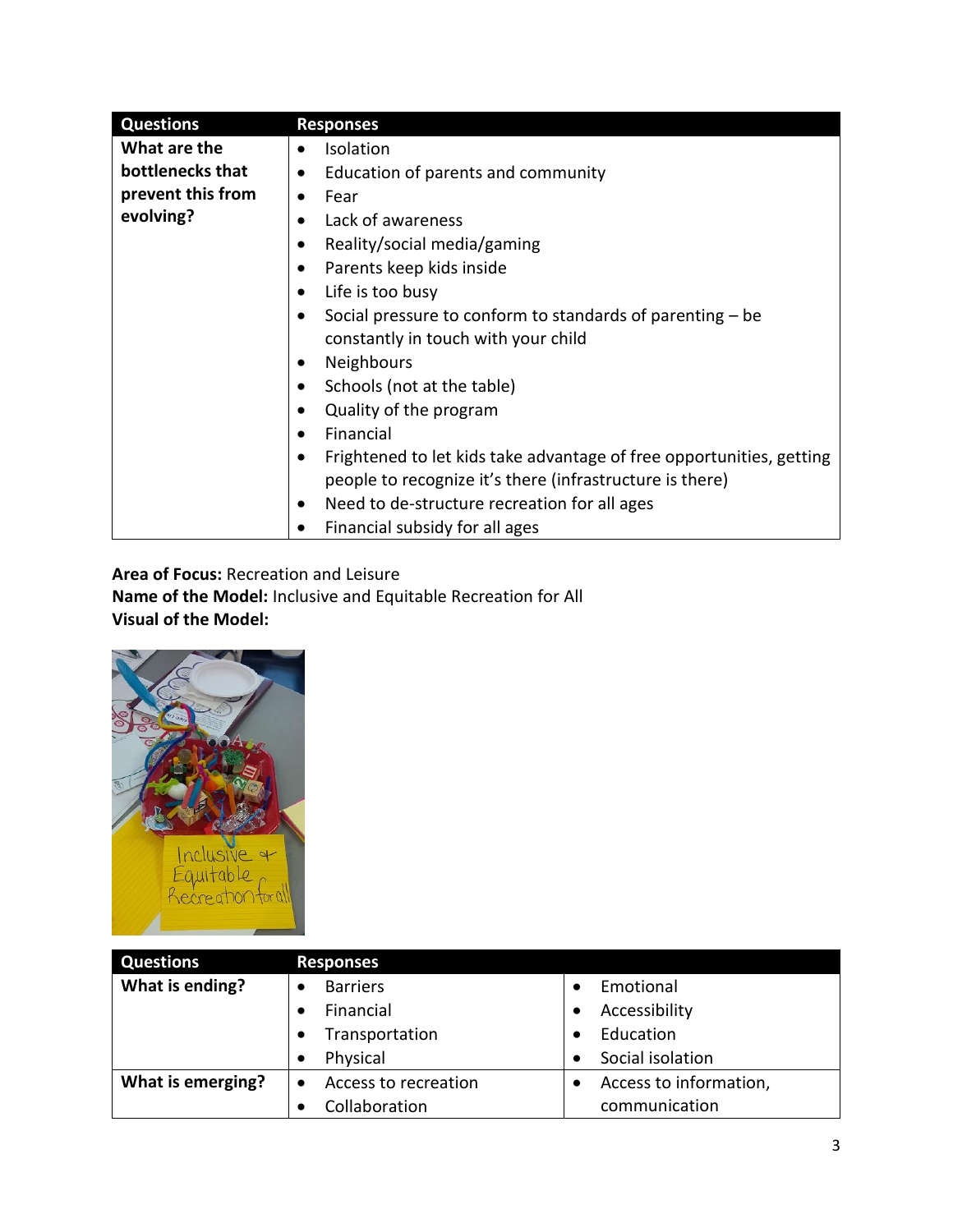| Questions | Responses |
| --- | --- |
| **What are the bottlenecks that prevent this from evolving?** | • Isolation<br>• Education of parents and community<br>• Fear<br>• Lack of awareness<br>• Reality/social media/gaming<br>• Parents keep kids inside<br>• Life is too busy<br>• Social pressure to conform to standards of parenting – be constantly in touch with your child<br>• Neighbours<br>• Schools (not at the table)<br>• Quality of the program<br>• Financial<br>• Frightened to let kids take advantage of free opportunities, getting people to recognize it's there (infrastructure is there)<br>• Need to de-structure recreation for all ages<br>• Financial subsidy for all ages |

**Area of Focus:** Recreation and Leisure
**Name of the Model:** Inclusive and Equitable Recreation for All
**Visual of the Model:**

| Questions | Responses | |
| --- | --- | --- |
| **What is ending?** | • Barriers<br>• Financial<br>• Transportation<br>• Physical | • Emotional<br>• Accessibility<br>• Education<br>• Social isolation |
| **What is emerging?** | • Access to recreation<br>• Collaboration | • Access to information, communication |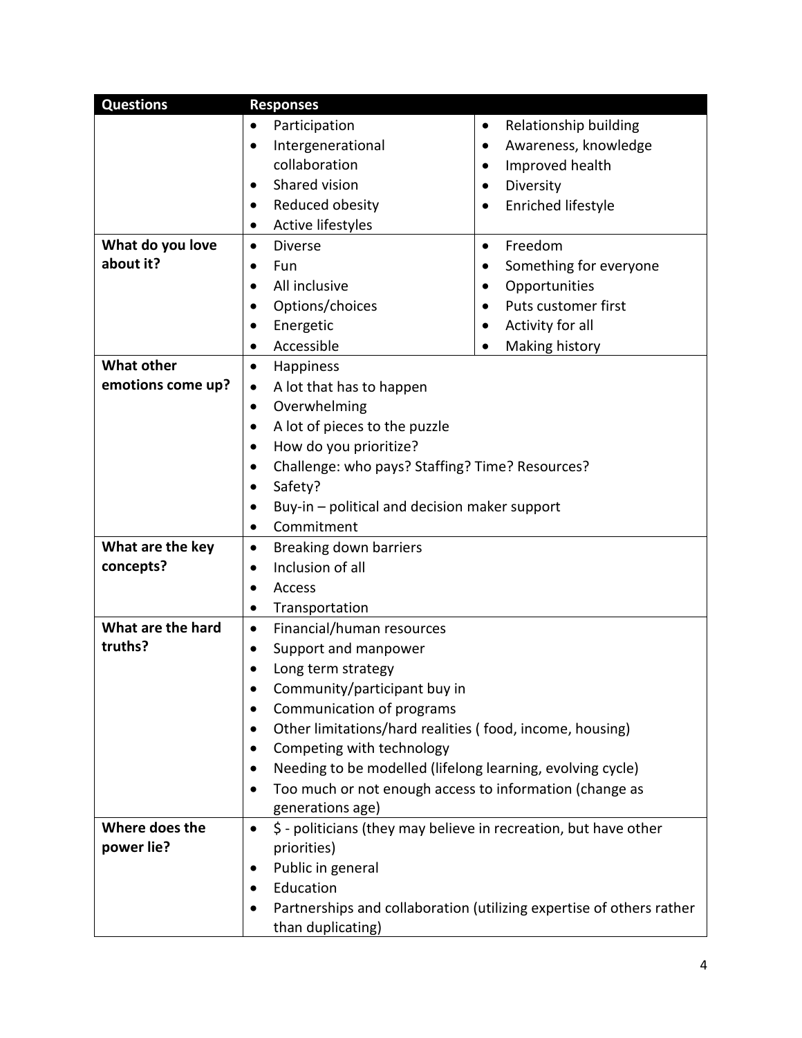| Questions | Responses |
| --- | --- |
| | • Participation<br>• Intergenerational collaboration<br>• Shared vision<br>• Reduced obesity<br>• Active lifestyles<br>• Relationship building<br>• Awareness, knowledge<br>• Improved health<br>• Diversity<br>• Enriched lifestyle |
| **What do you love about it?** | • Diverse<br>• Fun<br>• All inclusive<br>• Options/choices<br>• Energetic<br>• Accessible<br>• Freedom<br>• Something for everyone<br>• Opportunities<br>• Puts customer first<br>• Activity for all<br>• Making history |
| **What other emotions come up?** | • Happiness<br>• A lot that has to happen<br>• Overwhelming<br>• A lot of pieces to the puzzle<br>• How do you prioritize?<br>• Challenge: who pays? Staffing? Time? Resources?<br>• Safety?<br>• Buy-in – political and decision maker support<br>• Commitment |
| **What are the key concepts?** | • Breaking down barriers<br>• Inclusion of all<br>• Access<br>• Transportation |
| **What are the hard truths?** | • Financial/human resources<br>• Support and manpower<br>• Long term strategy<br>• Community/participant buy in<br>• Communication of programs<br>• Other limitations/hard realities ( food, income, housing)<br>• Competing with technology<br>• Needing to be modelled (lifelong learning, evolving cycle)<br>• Too much or not enough access to information (change as generations age) |
| **Where does the power lie?** | • $ - politicians (they may believe in recreation, but have other priorities)<br>• Public in general<br>• Education<br>• Partnerships and collaboration (utilizing expertise of others rather than duplicating) |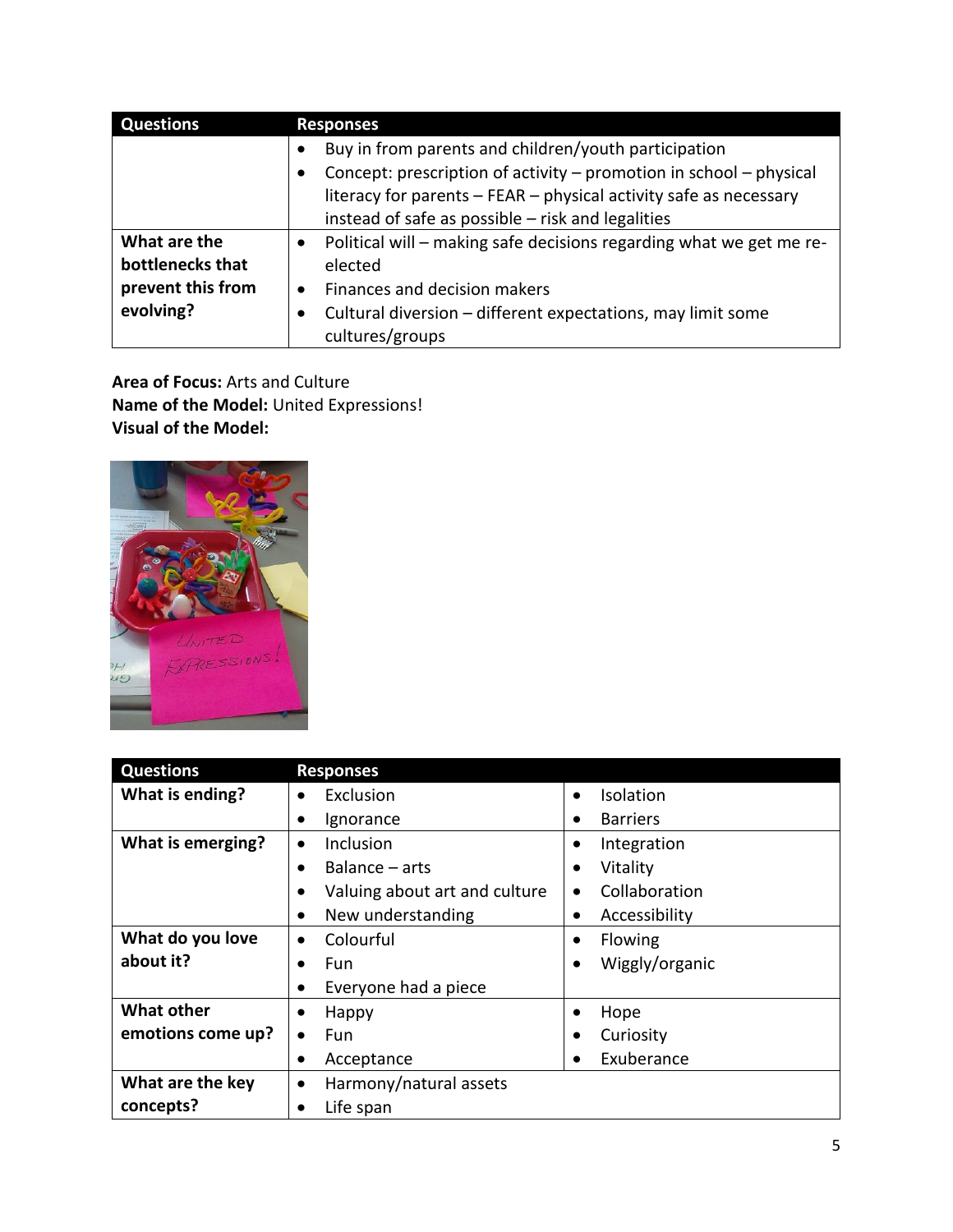| Questions | Responses |
| --- | --- |
| | • Buy in from parents and children/youth participation<br>• Concept: prescription of activity – promotion in school – physical literacy for parents – FEAR – physical activity safe as necessary instead of safe as possible – risk and legalities |
| **What are the bottlenecks that prevent this from evolving?** | • Political will – making safe decisions regarding what we get me re-elected<br>• Finances and decision makers<br>• Cultural diversion – different expectations, may limit some cultures/groups |

**Area of Focus:** Arts and Culture
**Name of the Model:** United Expressions!
**Visual of the Model:**

| Questions | Responses | |
| --- | --- | --- |
| **What is ending?** | • Exclusion<br>• Ignorance | • Isolation<br>• Barriers |
| **What is emerging?** | • Inclusion<br>• Balance – arts<br>• Valuing about art and culture<br>• New understanding | • Integration<br>• Vitality<br>• Collaboration<br>• Accessibility |
| **What do you love about it?** | • Colourful<br>• Fun<br>• Everyone had a piece | • Flowing<br>• Wiggly/organic |
| **What other emotions come up?** | • Happy<br>• Fun<br>• Acceptance | • Hope<br>• Curiosity<br>• Exuberance |
| **What are the key concepts?** | • Harmony/natural assets<br>• Life span | |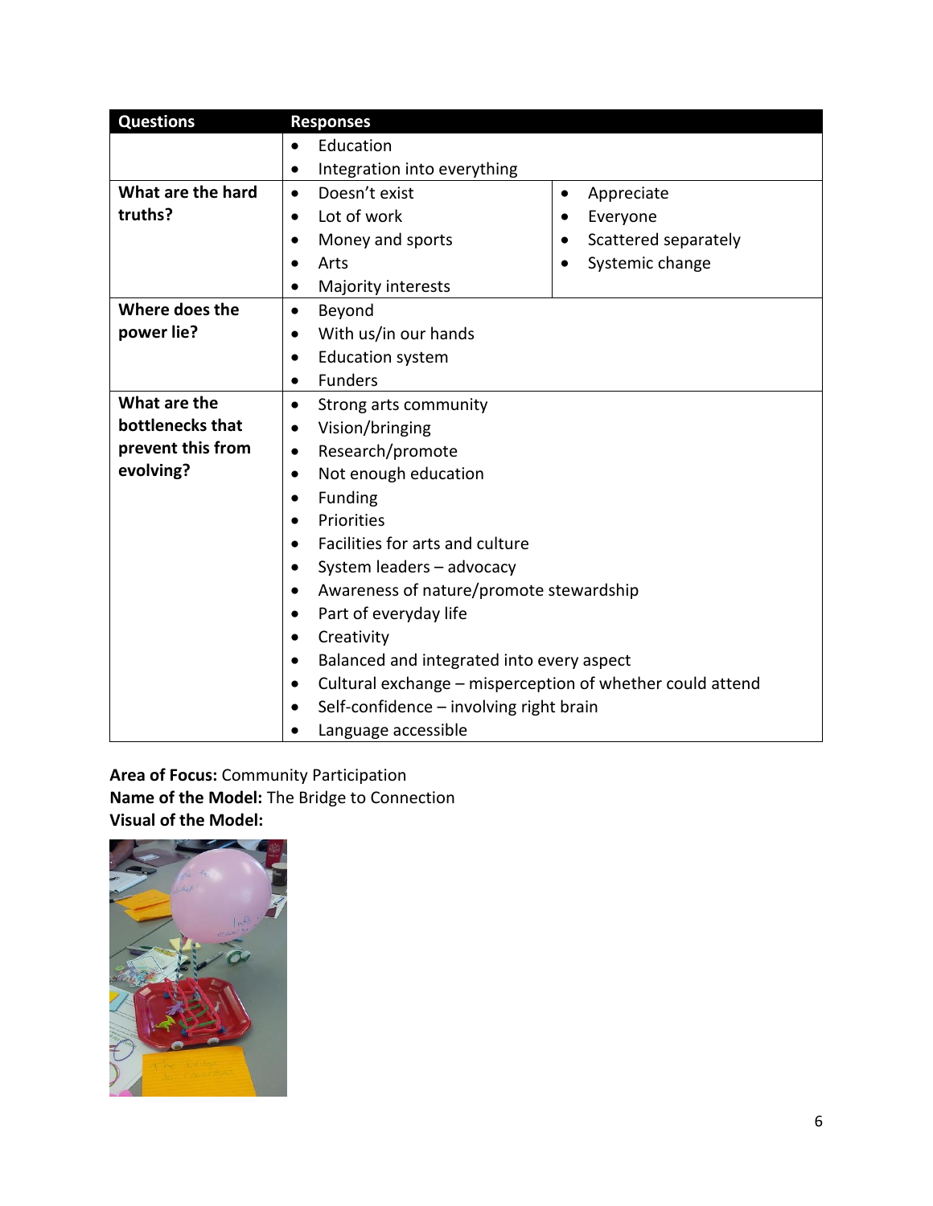| Questions | Responses |
| --- | --- |
| | • Education<br>• Integration into everything |
| What are the hard truths? | • Doesn't exist<br>• Lot of work<br>• Money and sports<br>• Arts<br>• Majority interests<br>• Appreciate<br>• Everyone<br>• Scattered separately<br>• Systemic change |
| Where does the power lie? | • Beyond<br>• With us/in our hands<br>• Education system<br>• Funders |
| What are the bottlenecks that prevent this from evolving? | • Strong arts community<br>• Vision/bringing<br>• Research/promote<br>• Not enough education<br>• Funding<br>• Priorities<br>• Facilities for arts and culture<br>• System leaders – advocacy<br>• Awareness of nature/promote stewardship<br>• Part of everyday life<br>• Creativity<br>• Balanced and integrated into every aspect<br>• Cultural exchange – misperception of whether could attend<br>• Self-confidence – involving right brain<br>• Language accessible |

**Area of Focus:** Community Participation
**Name of the Model:** The Bridge to Connection
**Visual of the Model:**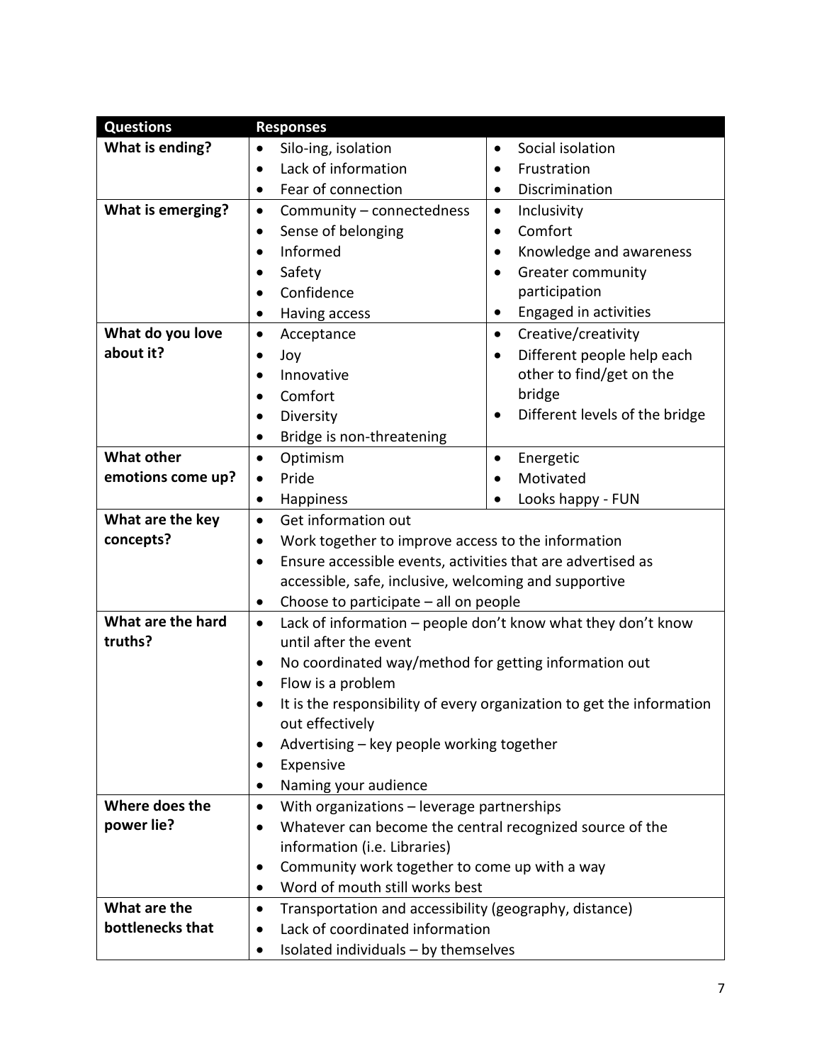| Questions | Responses |
|---|---|
| **What is ending?** | • Silo-ing, isolation<br>• Lack of information<br>• Fear of connection<br>• Social isolation<br>• Frustration<br>• Discrimination |
| **What is emerging?** | • Community – connectedness<br>• Sense of belonging<br>• Informed<br>• Safety<br>• Confidence<br>• Having access<br>• Inclusivity<br>• Comfort<br>• Knowledge and awareness<br>• Greater community participation<br>• Engaged in activities |
| **What do you love about it?** | • Acceptance<br>• Joy<br>• Innovative<br>• Comfort<br>• Diversity<br>• Bridge is non-threatening<br>• Creative/creativity<br>• Different people help each other to find/get on the bridge<br>• Different levels of the bridge |
| **What other emotions come up?** | • Optimism<br>• Pride<br>• Happiness<br>• Energetic<br>• Motivated<br>• Looks happy - FUN |
| **What are the key concepts?** | • Get information out<br>• Work together to improve access to the information<br>• Ensure accessible events, activities that are advertised as accessible, safe, inclusive, welcoming and supportive<br>• Choose to participate – all on people |
| **What are the hard truths?** | • Lack of information – people don't know what they don't know until after the event<br>• No coordinated way/method for getting information out<br>• Flow is a problem<br>• It is the responsibility of every organization to get the information out effectively<br>• Advertising – key people working together<br>• Expensive<br>• Naming your audience |
| **Where does the power lie?** | • With organizations – leverage partnerships<br>• Whatever can become the central recognized source of the information (i.e. Libraries)<br>• Community work together to come up with a way<br>• Word of mouth still works best |
| **What are the bottlenecks that** | • Transportation and accessibility (geography, distance)<br>• Lack of coordinated information<br>• Isolated individuals – by themselves |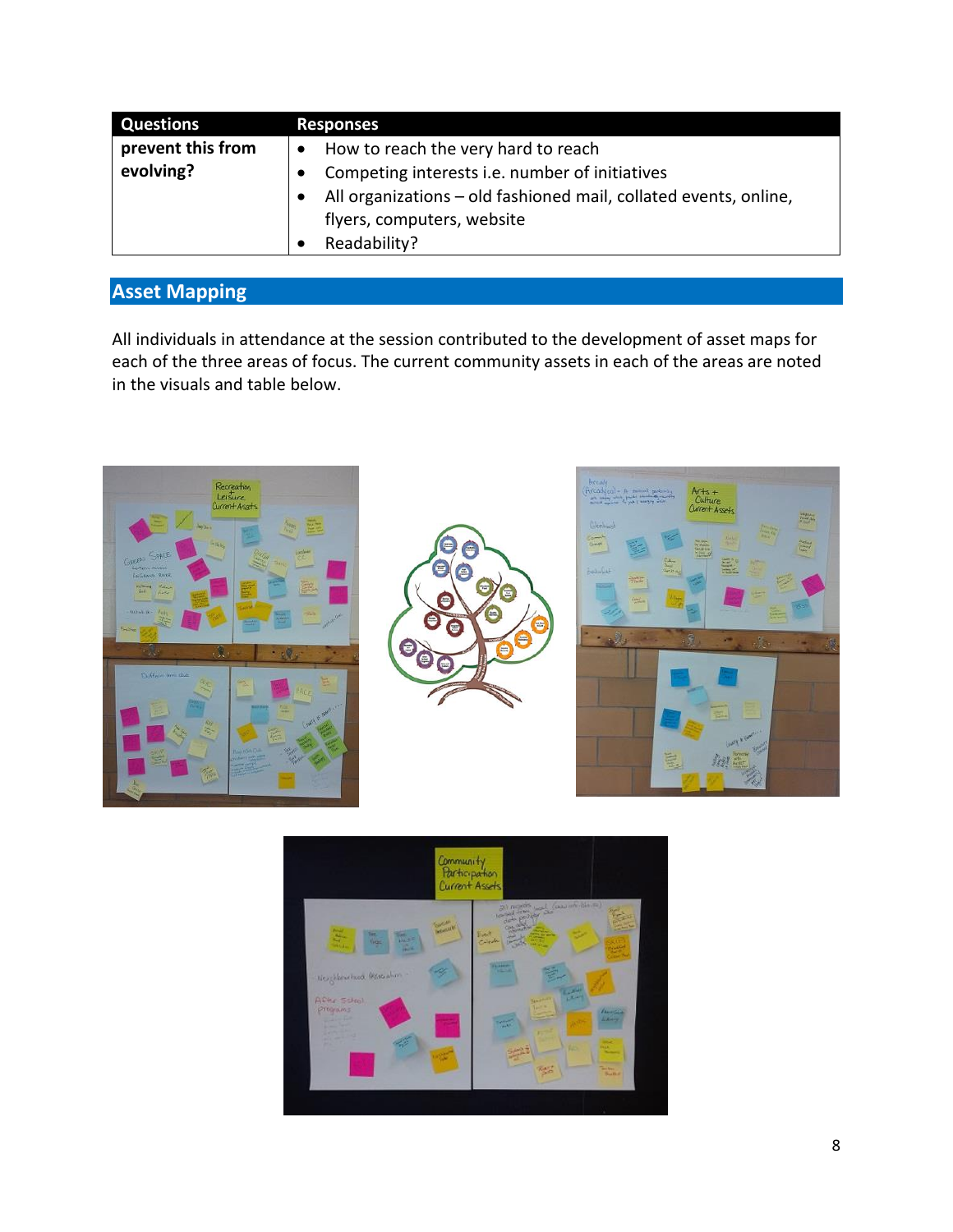| Questions | Responses |
| --- | --- |
| prevent this from evolving? | • How to reach the very hard to reach<br>• Competing interests i.e. number of initiatives<br>• All organizations – old fashioned mail, collated events, online, flyers, computers, website<br>• Readability? |

## Asset Mapping

All individuals in attendance at the session contributed to the development of asset maps for each of the three areas of focus. The current community assets in each of the areas are noted in the visuals and table below.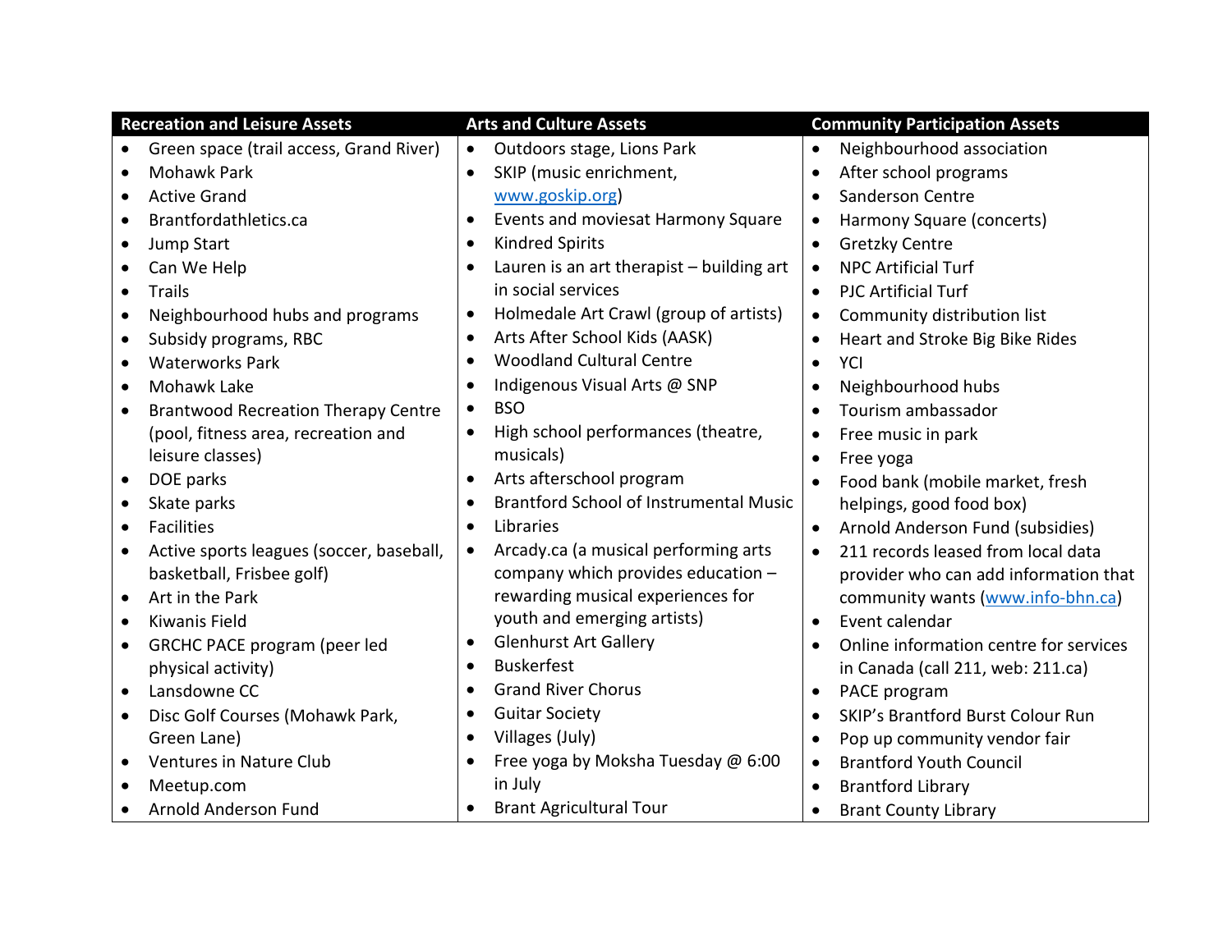| Recreation and Leisure Assets | Arts and Culture Assets | Community Participation Assets |
|---|---|---|
| • Green space (trail access, Grand River)<br>• Mohawk Park<br>• Active Grand<br>• Brantfordathletics.ca<br>• Jump Start<br>• Can We Help<br>• Trails<br>• Neighbourhood hubs and programs<br>• Subsidy programs, RBC<br>• Waterworks Park<br>• Mohawk Lake<br>• Brantwood Recreation Therapy Centre (pool, fitness area, recreation and leisure classes)<br>• DOE parks<br>• Skate parks<br>• Facilities<br>• Active sports leagues (soccer, baseball, basketball, Frisbee golf)<br>• Art in the Park<br>• Kiwanis Field<br>• GRCHC PACE program (peer led physical activity)<br>• Lansdowne CC<br>• Disc Golf Courses (Mohawk Park, Green Lane)<br>• Ventures in Nature Club<br>• Meetup.com<br>• Arnold Anderson Fund | • Outdoors stage, Lions Park<br>• SKIP (music enrichment, www.goskip.org)<br>• Events and moviesat Harmony Square<br>• Kindred Spirits<br>• Lauren is an art therapist – building art in social services<br>• Holmedale Art Crawl (group of artists)<br>• Arts After School Kids (AASK)<br>• Woodland Cultural Centre<br>• Indigenous Visual Arts @ SNP<br>• BSO<br>• High school performances (theatre, musicals)<br>• Arts afterschool program<br>• Brantford School of Instrumental Music<br>• Libraries<br>• Arcady.ca (a musical performing arts company which provides education – rewarding musical experiences for youth and emerging artists)<br>• Glenhurst Art Gallery<br>• Buskerfest<br>• Grand River Chorus<br>• Guitar Society<br>• Villages (July)<br>• Free yoga by Moksha Tuesday @ 6:00 in July<br>• Brant Agricultural Tour | • Neighbourhood association<br>• After school programs<br>• Sanderson Centre<br>• Harmony Square (concerts)<br>• Gretzky Centre<br>• NPC Artificial Turf<br>• PJC Artificial Turf<br>• Community distribution list<br>• Heart and Stroke Big Bike Rides<br>• YCI<br>• Neighbourhood hubs<br>• Tourism ambassador<br>• Free music in park<br>• Free yoga<br>• Food bank (mobile market, fresh helpings, good food box)<br>• Arnold Anderson Fund (subsidies)<br>• 211 records leased from local data provider who can add information that community wants (www.info-bhn.ca)<br>• Event calendar<br>• Online information centre for services in Canada (call 211, web: 211.ca)<br>• PACE program<br>• SKIP's Brantford Burst Colour Run<br>• Pop up community vendor fair<br>• Brantford Youth Council<br>• Brantford Library<br>• Brant County Library |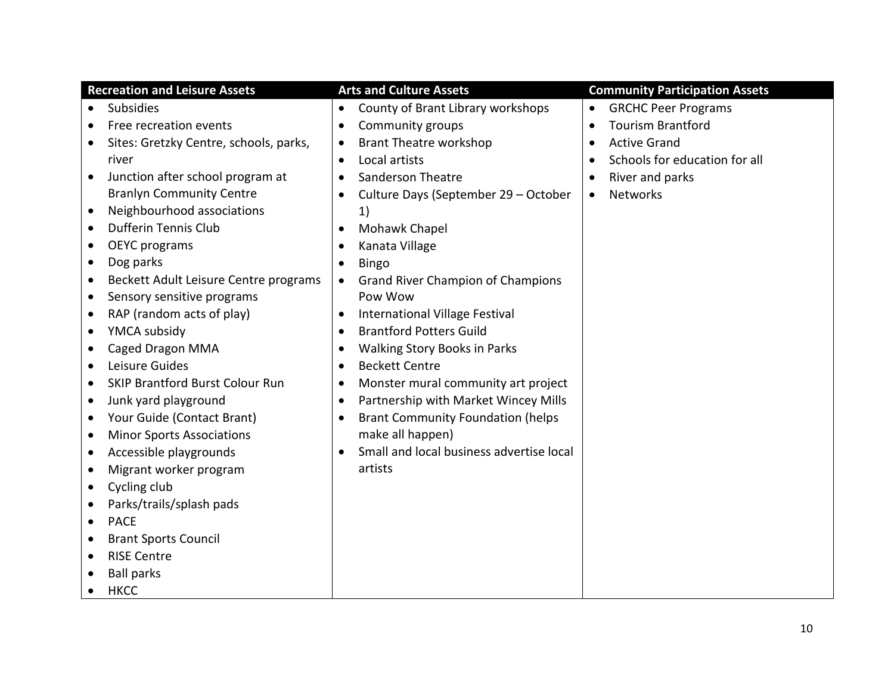| Recreation and Leisure Assets | Arts and Culture Assets | Community Participation Assets |
|---|---|---|
| • Subsidies<br>• Free recreation events<br>• Sites: Gretzky Centre, schools, parks, river<br>• Junction after school program at Branlyn Community Centre<br>• Neighbourhood associations<br>• Dufferin Tennis Club<br>• OEYC programs<br>• Dog parks<br>• Beckett Adult Leisure Centre programs<br>• Sensory sensitive programs<br>• RAP (random acts of play)<br>• YMCA subsidy<br>• Caged Dragon MMA<br>• Leisure Guides<br>• SKIP Brantford Burst Colour Run<br>• Junk yard playground<br>• Your Guide (Contact Brant)<br>• Minor Sports Associations<br>• Accessible playgrounds<br>• Migrant worker program<br>• Cycling club<br>• Parks/trails/splash pads<br>• PACE<br>• Brant Sports Council<br>• RISE Centre<br>• Ball parks<br>• HKCC | • County of Brant Library workshops<br>• Community groups<br>• Brant Theatre workshop<br>• Local artists<br>• Sanderson Theatre<br>• Culture Days (September 29 – October 1)<br>• Mohawk Chapel<br>• Kanata Village<br>• Bingo<br>• Grand River Champion of Champions Pow Wow<br>• International Village Festival<br>• Brantford Potters Guild<br>• Walking Story Books in Parks<br>• Beckett Centre<br>• Monster mural community art project<br>• Partnership with Market Wincey Mills<br>• Brant Community Foundation (helps make all happen)<br>• Small and local business advertise local artists | • GRCHC Peer Programs<br>• Tourism Brantford<br>• Active Grand<br>• Schools for education for all<br>• River and parks<br>• Networks |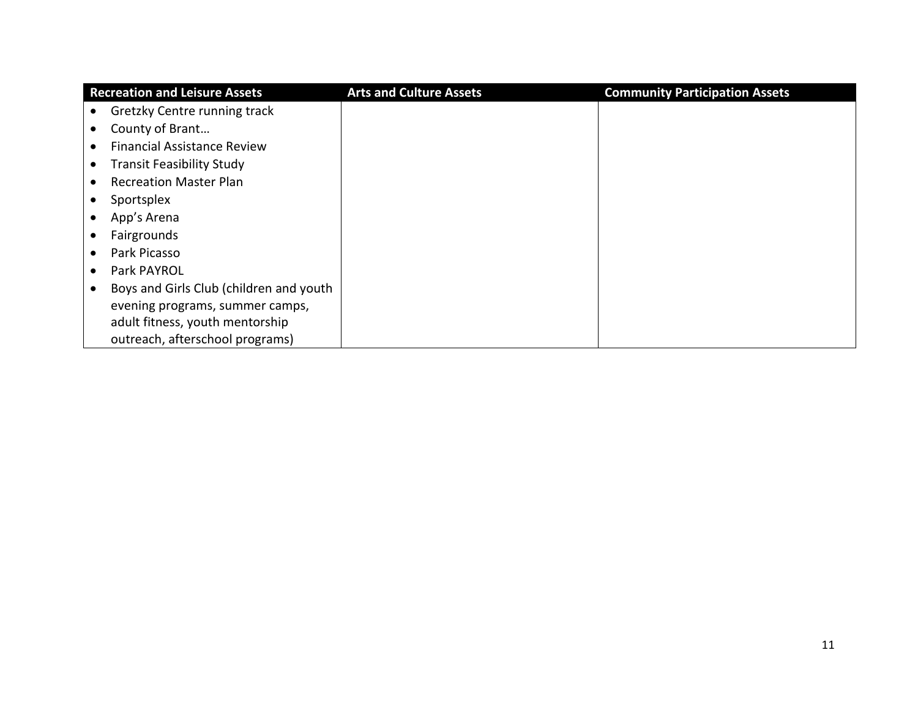| Recreation and Leisure Assets | Arts and Culture Assets | Community Participation Assets |
|---|---|---|
| • Gretzky Centre running track<br>• County of Brant…<br>• Financial Assistance Review<br>• Transit Feasibility Study<br>• Recreation Master Plan<br>• Sportsplex<br>• App's Arena<br>• Fairgrounds<br>• Park Picasso<br>• Park PAYROL<br>• Boys and Girls Club (children and youth evening programs, summer camps, adult fitness, youth mentorship outreach, afterschool programs) | | |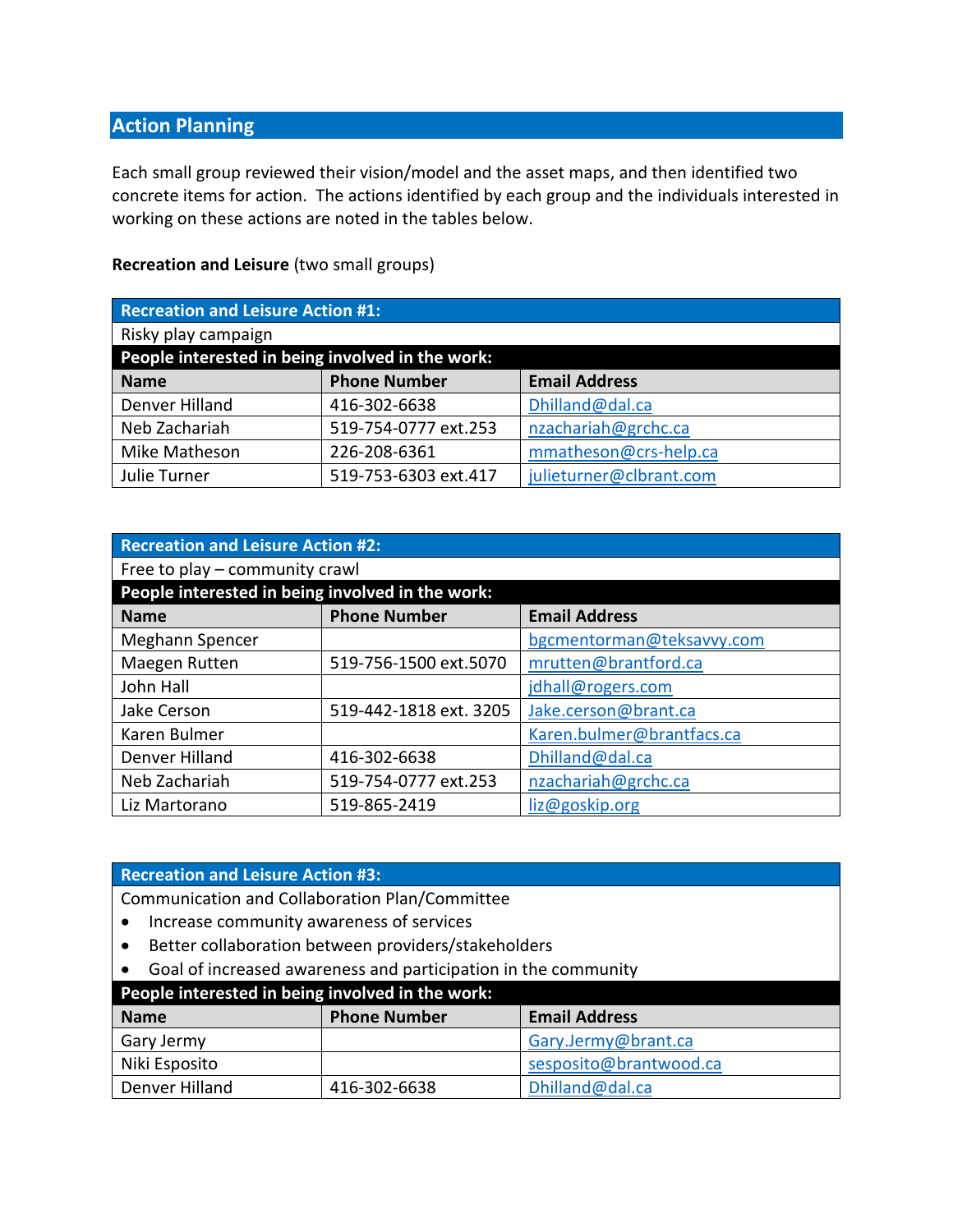## Action Planning

Each small group reviewed their vision/model and the asset maps, and then identified two concrete items for action. The actions identified by each group and the individuals interested in working on these actions are noted in the tables below.

**Recreation and Leisure** (two small groups)

| Recreation and Leisure Action #1: | | |
|---|---|---|
| Risky play campaign | | |
| **People interested in being involved in the work:** | | |
| **Name** | **Phone Number** | **Email Address** |
| Denver Hilland | 416-302-6638 | Dhilland@dal.ca |
| Neb Zachariah | 519-754-0777 ext.253 | nzachariah@grchc.ca |
| Mike Matheson | 226-208-6361 | mmatheson@crs-help.ca |
| Julie Turner | 519-753-6303 ext.417 | julieturner@clbrant.com |

| Recreation and Leisure Action #2: | | |
|---|---|---|
| Free to play – community crawl | | |
| **People interested in being involved in the work:** | | |
| **Name** | **Phone Number** | **Email Address** |
| Meghann Spencer | | bgcmentorman@teksavvy.com |
| Maegen Rutten | 519-756-1500 ext.5070 | mrutten@brantford.ca |
| John Hall | | jdhall@rogers.com |
| Jake Cerson | 519-442-1818 ext. 3205 | Jake.cerson@brant.ca |
| Karen Bulmer | | Karen.bulmer@brantfacs.ca |
| Denver Hilland | 416-302-6638 | Dhilland@dal.ca |
| Neb Zachariah | 519-754-0777 ext.253 | nzachariah@grchc.ca |
| Liz Martorano | 519-865-2419 | liz@goskip.org |

| Recreation and Leisure Action #3: | | |
|---|---|---|
| Communication and Collaboration Plan/Committee<br>• Increase community awareness of services<br>• Better collaboration between providers/stakeholders<br>• Goal of increased awareness and participation in the community | | |
| **People interested in being involved in the work:** | | |
| **Name** | **Phone Number** | **Email Address** |
| Gary Jermy | | Gary.Jermy@brant.ca |
| Niki Esposito | | sesposito@brantwood.ca |
| Denver Hilland | 416-302-6638 | Dhilland@dal.ca |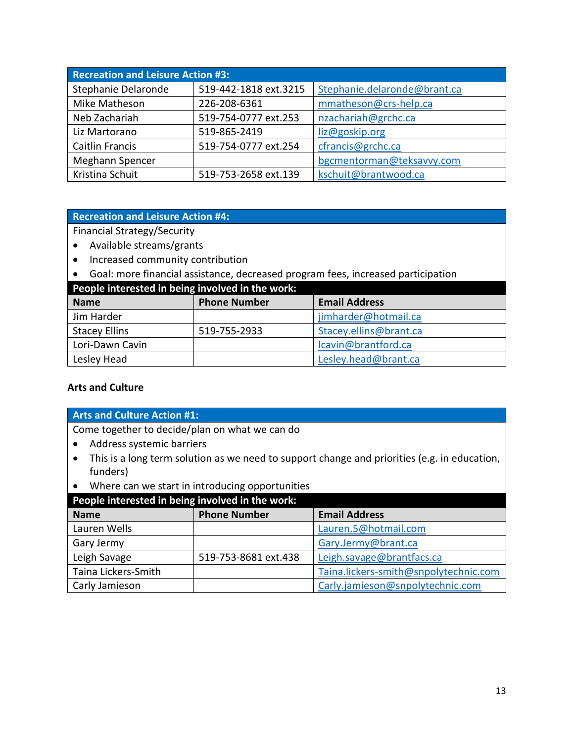| Recreation and Leisure Action #3: | | |
|---|---|---|
| Stephanie Delaronde | 519-442-1818 ext.3215 | Stephanie.delaronde@brant.ca |
| Mike Matheson | 226-208-6361 | mmatheson@crs-help.ca |
| Neb Zachariah | 519-754-0777 ext.253 | nzachariah@grchc.ca |
| Liz Martorano | 519-865-2419 | liz@goskip.org |
| Caitlin Francis | 519-754-0777 ext.254 | cfrancis@grchc.ca |
| Meghann Spencer | | bgcmentorman@teksavvy.com |
| Kristina Schuit | 519-753-2658 ext.139 | kschuit@brantwood.ca |

**Recreation and Leisure Action #4:**

Financial Strategy/Security

- Available streams/grants
- Increased community contribution
- Goal: more financial assistance, decreased program fees, increased participation

**People interested in being involved in the work:**

| Name | Phone Number | Email Address |
|---|---|---|
| Jim Harder | | jimharder@hotmail.ca |
| Stacey Ellins | 519-755-2933 | Stacey.ellins@brant.ca |
| Lori-Dawn Cavin | | lcavin@brantford.ca |
| Lesley Head | | Lesley.head@brant.ca |

## Arts and Culture

**Arts and Culture Action #1:**

Come together to decide/plan on what we can do

- Address systemic barriers
- This is a long term solution as we need to support change and priorities (e.g. in education, funders)
- Where can we start in introducing opportunities

**People interested in being involved in the work:**

| Name | Phone Number | Email Address |
|---|---|---|
| Lauren Wells | | Lauren.5@hotmail.com |
| Gary Jermy | | Gary.Jermy@brant.ca |
| Leigh Savage | 519-753-8681 ext.438 | Leigh.savage@brantfacs.ca |
| Taina Lickers-Smith | | Taina.lickers-smith@snpolytechnic.com |
| Carly Jamieson | | Carly.jamieson@snpolytechnic.com |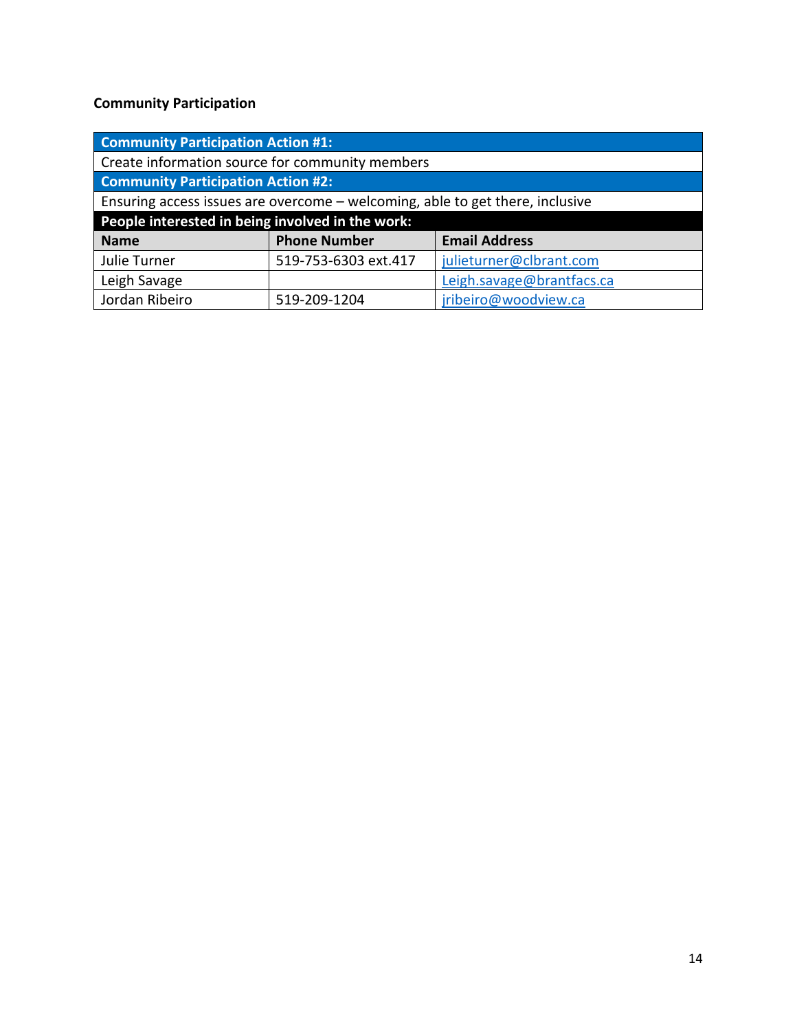**Community Participation**

| Community Participation Action #1: | | |
|---|---|---|
| Create information source for community members | | |
| **Community Participation Action #2:** | | |
| Ensuring access issues are overcome – welcoming, able to get there, inclusive | | |
| **People interested in being involved in the work:** | | |
| **Name** | **Phone Number** | **Email Address** |
| Julie Turner | 519-753-6303 ext.417 | julieturner@clbrant.com |
| Leigh Savage | | Leigh.savage@brantfacs.ca |
| Jordan Ribeiro | 519-209-1204 | jribeiro@woodview.ca |